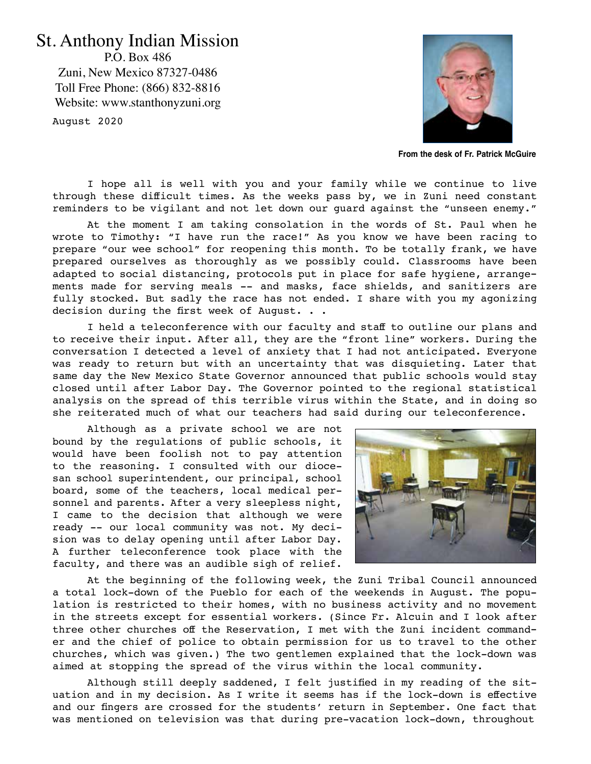# St. Anthony Indian Mission

P.O. Box 486
Zuni, New Mexico 87327-0486
Toll Free Phone: (866) 832-8816
Website: www.stanthonyzuni.org

August 2020

**From the desk of Fr. Patrick McGuire**

I hope all is well with you and your family while we continue to live through these difficult times. As the weeks pass by, we in Zuni need constant reminders to be vigilant and not let down our guard against the "unseen enemy."

At the moment I am taking consolation in the words of St. Paul when he wrote to Timothy: "I have run the race!" As you know we have been racing to prepare "our wee school" for reopening this month. To be totally frank, we have prepared ourselves as thoroughly as we possibly could. Classrooms have been adapted to social distancing, protocols put in place for safe hygiene, arrangements made for serving meals -- and masks, face shields, and sanitizers are fully stocked. But sadly the race has not ended. I share with you my agonizing decision during the first week of August. . .

I held a teleconference with our faculty and staff to outline our plans and to receive their input. After all, they are the "front line" workers. During the conversation I detected a level of anxiety that I had not anticipated. Everyone was ready to return but with an uncertainty that was disquieting. Later that same day the New Mexico State Governor announced that public schools would stay closed until after Labor Day. The Governor pointed to the regional statistical analysis on the spread of this terrible virus within the State, and in doing so she reiterated much of what our teachers had said during our teleconference.

Although as a private school we are not bound by the regulations of public schools, it would have been foolish not to pay attention to the reasoning. I consulted with our diocesan school superintendent, our principal, school board, some of the teachers, local medical personnel and parents. After a very sleepless night, I came to the decision that although we were ready -- our local community was not. My decision was to delay opening until after Labor Day. A further teleconference took place with the faculty, and there was an audible sigh of relief.

At the beginning of the following week, the Zuni Tribal Council announced a total lock-down of the Pueblo for each of the weekends in August. The population is restricted to their homes, with no business activity and no movement in the streets except for essential workers. (Since Fr. Alcuin and I look after three other churches off the Reservation, I met with the Zuni incident commander and the chief of police to obtain permission for us to travel to the other churches, which was given.) The two gentlemen explained that the lock-down was aimed at stopping the spread of the virus within the local community.

Although still deeply saddened, I felt justified in my reading of the situation and in my decision. As I write it seems has if the lock-down is effective and our fingers are crossed for the students' return in September. One fact that was mentioned on television was that during pre-vacation lock-down, throughout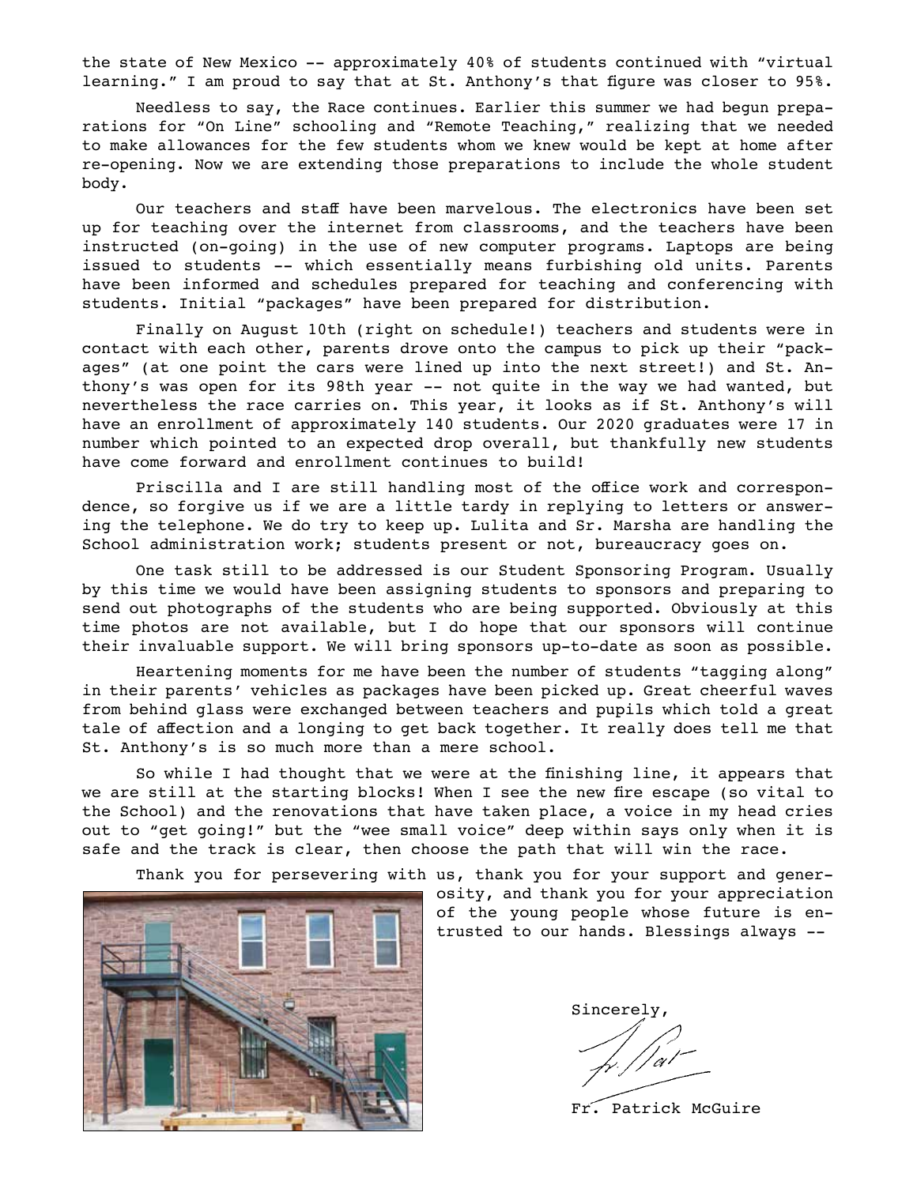the state of New Mexico -- approximately 40% of students continued with "virtual learning." I am proud to say that at St. Anthony's that figure was closer to 95%.

Needless to say, the Race continues. Earlier this summer we had begun preparations for "On Line" schooling and "Remote Teaching," realizing that we needed to make allowances for the few students whom we knew would be kept at home after re-opening. Now we are extending those preparations to include the whole student body.

Our teachers and staff have been marvelous. The electronics have been set up for teaching over the internet from classrooms, and the teachers have been instructed (on-going) in the use of new computer programs. Laptops are being issued to students -- which essentially means furbishing old units. Parents have been informed and schedules prepared for teaching and conferencing with students. Initial "packages" have been prepared for distribution.

Finally on August 10th (right on schedule!) teachers and students were in contact with each other, parents drove onto the campus to pick up their "packages" (at one point the cars were lined up into the next street!) and St. Anthony's was open for its 98th year -- not quite in the way we had wanted, but nevertheless the race carries on. This year, it looks as if St. Anthony's will have an enrollment of approximately 140 students. Our 2020 graduates were 17 in number which pointed to an expected drop overall, but thankfully new students have come forward and enrollment continues to build!

Priscilla and I are still handling most of the office work and correspondence, so forgive us if we are a little tardy in replying to letters or answering the telephone. We do try to keep up. Lulita and Sr. Marsha are handling the School administration work; students present or not, bureaucracy goes on.

One task still to be addressed is our Student Sponsoring Program. Usually by this time we would have been assigning students to sponsors and preparing to send out photographs of the students who are being supported. Obviously at this time photos are not available, but I do hope that our sponsors will continue their invaluable support. We will bring sponsors up-to-date as soon as possible.

Heartening moments for me have been the number of students "tagging along" in their parents' vehicles as packages have been picked up. Great cheerful waves from behind glass were exchanged between teachers and pupils which told a great tale of affection and a longing to get back together. It really does tell me that St. Anthony's is so much more than a mere school.

So while I had thought that we were at the finishing line, it appears that we are still at the starting blocks! When I see the new fire escape (so vital to the School) and the renovations that have taken place, a voice in my head cries out to "get going!" but the "wee small voice" deep within says only when it is safe and the track is clear, then choose the path that will win the race.

Thank you for persevering with us, thank you for your support and generosity, and thank you for your appreciation of the young people whose future is entrusted to our hands. Blessings always --

Sincerely,

Fr. Pat

Fr. Patrick McGuire